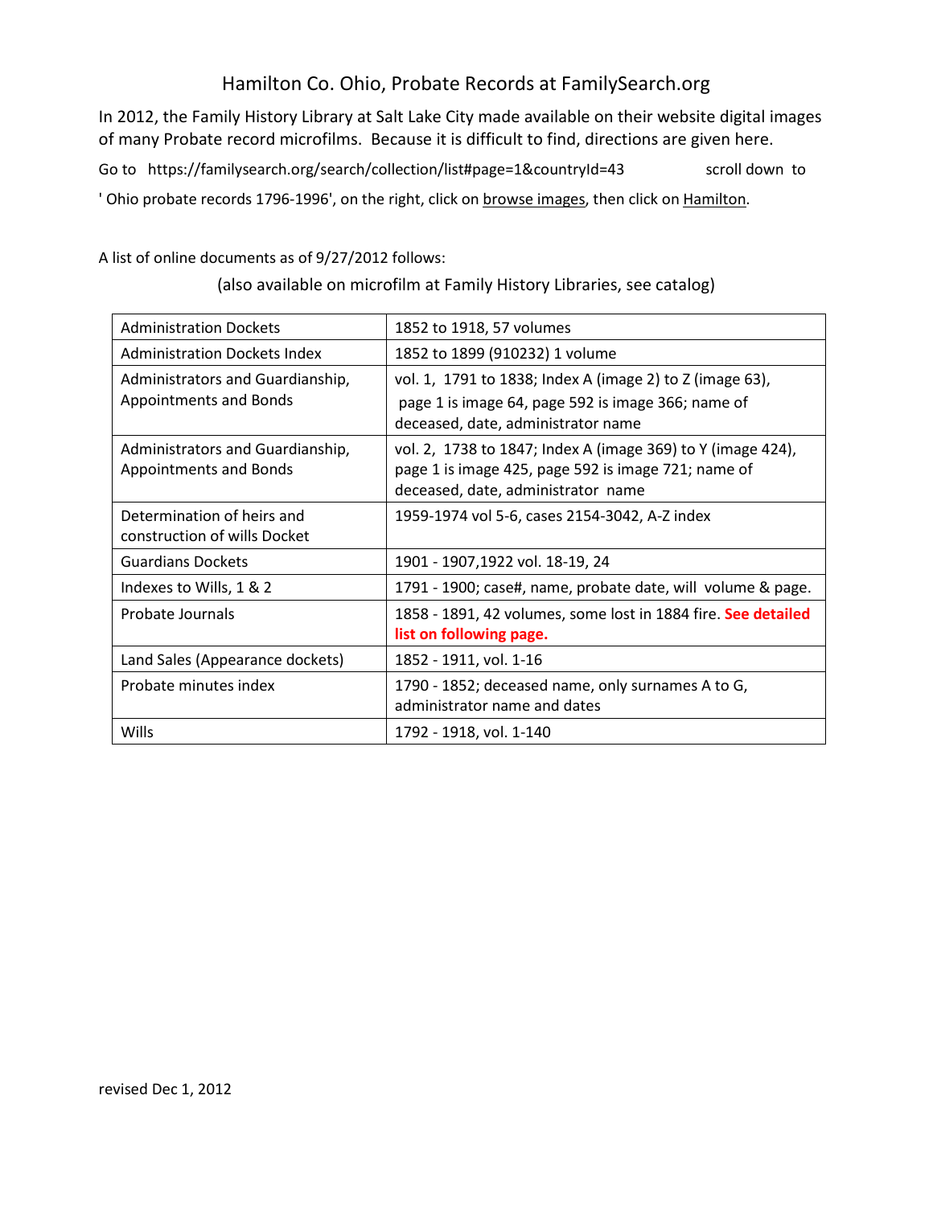# Hamilton Co. Ohio, Probate Records at FamilySearch.org

In 2012, the Family History Library at Salt Lake City made available on their website digital images of many Probate record microfilms. Because it is difficult to find, directions are given here.

Go to https://familysearch.org/search/collection/list#page=1&countryId=43 scroll down to ' Ohio probate records 1796-1996', on the right, click on browse images, then click on Hamilton.

A list of online documents as of 9/27/2012 follows:

(also available on microfilm at Family History Libraries, see catalog)

| | |
|---|---|
| Administration Dockets | 1852 to 1918, 57 volumes |
| Administration Dockets Index | 1852 to 1899 (910232) 1 volume |
| Administrators and Guardianship, Appointments and Bonds | vol. 1, 1791 to 1838; Index A (image 2) to Z (image 63), page 1 is image 64, page 592 is image 366; name of deceased, date, administrator name |
| Administrators and Guardianship, Appointments and Bonds | vol. 2, 1738 to 1847; Index A (image 369) to Y (image 424), page 1 is image 425, page 592 is image 721; name of deceased, date, administrator name |
| Determination of heirs and construction of wills Docket | 1959-1974 vol 5-6, cases 2154-3042, A-Z index |
| Guardians Dockets | 1901 - 1907,1922 vol. 18-19, 24 |
| Indexes to Wills, 1 & 2 | 1791 - 1900; case#, name, probate date, will volume & page. |
| Probate Journals | 1858 - 1891, 42 volumes, some lost in 1884 fire. **See detailed list on following page.** |
| Land Sales (Appearance dockets) | 1852 - 1911, vol. 1-16 |
| Probate minutes index | 1790 - 1852; deceased name, only surnames A to G, administrator name and dates |
| Wills | 1792 - 1918, vol. 1-140 |

revised Dec 1, 2012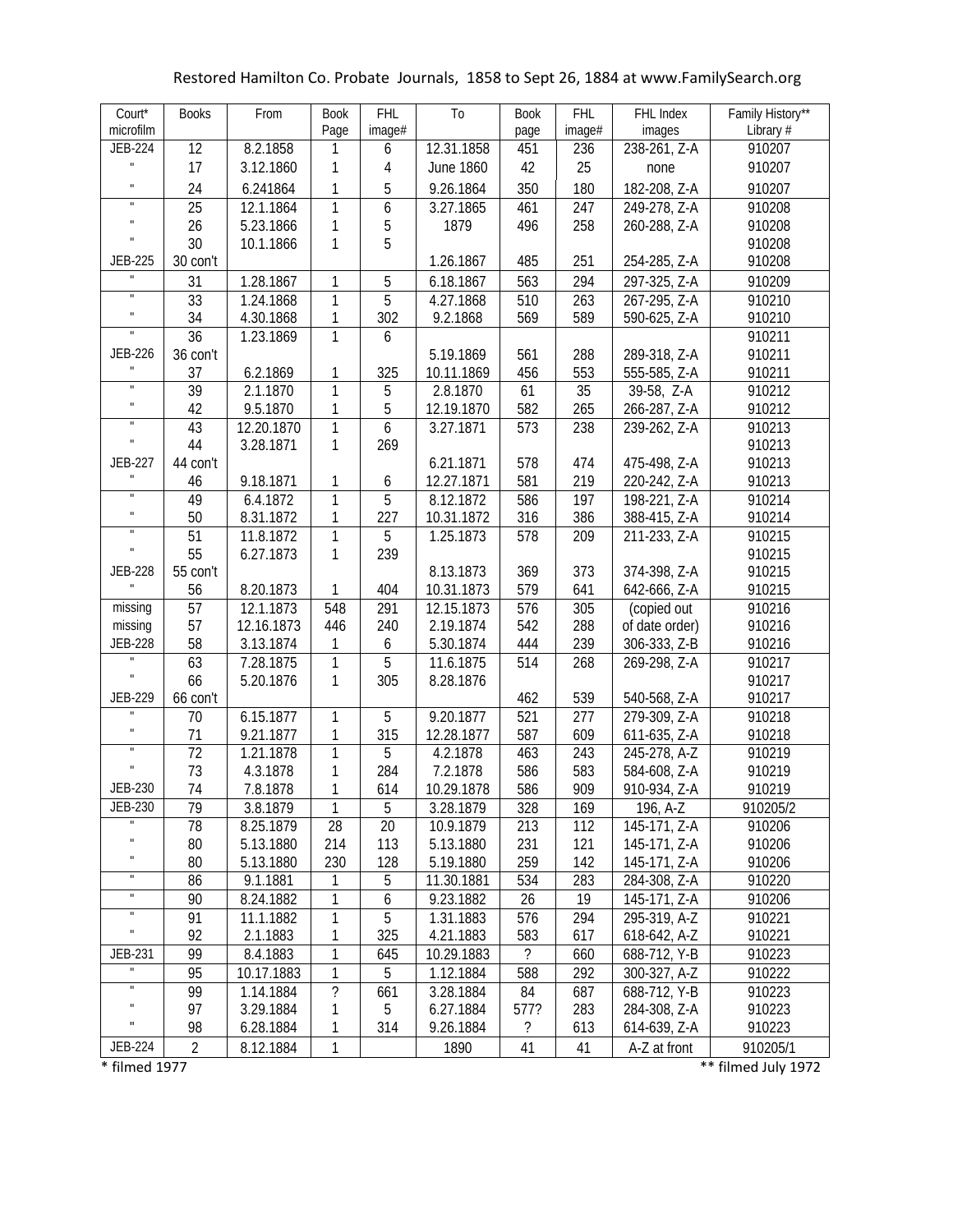Restored Hamilton Co. Probate Journals, 1858 to Sept 26, 1884 at www.FamilySearch.org

| Court* microfilm | Books | From | Book Page | FHL image# | To | Book page | FHL image# | FHL Index images | Family History** Library # |
|---|---|---|---|---|---|---|---|---|---|
| JEB-224 | 12 | 8.2.1858 | 1 | 6 | 12.31.1858 | 451 | 236 | 238-261, Z-A | 910207 |
| " | 17 | 3.12.1860 | 1 | 4 | June 1860 | 42 | 25 | none | 910207 |
| " | 24 | 6.241864 | 1 | 5 | 9.26.1864 | 350 | 180 | 182-208, Z-A | 910207 |
| " | 25 | 12.1.1864 | 1 | 6 | 3.27.1865 | 461 | 247 | 249-278, Z-A | 910208 |
| " | 26 | 5.23.1866 | 1 | 5 | 1879 | 496 | 258 | 260-288, Z-A | 910208 |
| " | 30 | 10.1.1866 | 1 | 5 | | | | | 910208 |
| JEB-225 | 30 con't | | | | 1.26.1867 | 485 | 251 | 254-285, Z-A | 910208 |
| " | 31 | 1.28.1867 | 1 | 5 | 6.18.1867 | 563 | 294 | 297-325, Z-A | 910209 |
| " | 33 | 1.24.1868 | 1 | 5 | 4.27.1868 | 510 | 263 | 267-295, Z-A | 910210 |
| " | 34 | 4.30.1868 | 1 | 302 | 9.2.1868 | 569 | 589 | 590-625, Z-A | 910210 |
| " | 36 | 1.23.1869 | 1 | 6 | | | | | 910211 |
| JEB-226 | 36 con't | | | | 5.19.1869 | 561 | 288 | 289-318, Z-A | 910211 |
| " | 37 | 6.2.1869 | 1 | 325 | 10.11.1869 | 456 | 553 | 555-585, Z-A | 910211 |
| " | 39 | 2.1.1870 | 1 | 5 | 2.8.1870 | 61 | 35 | 39-58, Z-A | 910212 |
| " | 42 | 9.5.1870 | 1 | 5 | 12.19.1870 | 582 | 265 | 266-287, Z-A | 910212 |
| " | 43 | 12.20.1870 | 1 | 6 | 3.27.1871 | 573 | 238 | 239-262, Z-A | 910213 |
| " | 44 | 3.28.1871 | 1 | 269 | | | | | 910213 |
| JEB-227 | 44 con't | | | | 6.21.1871 | 578 | 474 | 475-498, Z-A | 910213 |
| " | 46 | 9.18.1871 | 1 | 6 | 12.27.1871 | 581 | 219 | 220-242, Z-A | 910213 |
| " | 49 | 6.4.1872 | 1 | 5 | 8.12.1872 | 586 | 197 | 198-221, Z-A | 910214 |
| " | 50 | 8.31.1872 | 1 | 227 | 10.31.1872 | 316 | 386 | 388-415, Z-A | 910214 |
| " | 51 | 11.8.1872 | 1 | 5 | 1.25.1873 | 578 | 209 | 211-233, Z-A | 910215 |
| " | 55 | 6.27.1873 | 1 | 239 | | | | | 910215 |
| JEB-228 | 55 con't | | | | 8.13.1873 | 369 | 373 | 374-398, Z-A | 910215 |
| " | 56 | 8.20.1873 | 1 | 404 | 10.31.1873 | 579 | 641 | 642-666, Z-A | 910215 |
| missing | 57 | 12.1.1873 | 548 | 291 | 12.15.1873 | 576 | 305 | (copied out | 910216 |
| missing | 57 | 12.16.1873 | 446 | 240 | 2.19.1874 | 542 | 288 | of date order) | 910216 |
| JEB-228 | 58 | 3.13.1874 | 1 | 6 | 5.30.1874 | 444 | 239 | 306-333, Z-B | 910216 |
| " | 63 | 7.28.1875 | 1 | 5 | 11.6.1875 | 514 | 268 | 269-298, Z-A | 910217 |
| " | 66 | 5.20.1876 | 1 | 305 | 8.28.1876 | | | | 910217 |
| JEB-229 | 66 con't | | | | | 462 | 539 | 540-568, Z-A | 910217 |
| " | 70 | 6.15.1877 | 1 | 5 | 9.20.1877 | 521 | 277 | 279-309, Z-A | 910218 |
| " | 71 | 9.21.1877 | 1 | 315 | 12.28.1877 | 587 | 609 | 611-635, Z-A | 910218 |
| " | 72 | 1.21.1878 | 1 | 5 | 4.2.1878 | 463 | 243 | 245-278, A-Z | 910219 |
| " | 73 | 4.3.1878 | 1 | 284 | 7.2.1878 | 586 | 583 | 584-608, Z-A | 910219 |
| JEB-230 | 74 | 7.8.1878 | 1 | 614 | 10.29.1878 | 586 | 909 | 910-934, Z-A | 910219 |
| JEB-230 | 79 | 3.8.1879 | 1 | 5 | 3.28.1879 | 328 | 169 | 196, A-Z | 910205/2 |
| " | 78 | 8.25.1879 | 28 | 20 | 10.9.1879 | 213 | 112 | 145-171, Z-A | 910206 |
| " | 80 | 5.13.1880 | 214 | 113 | 5.13.1880 | 231 | 121 | 145-171, Z-A | 910206 |
| " | 80 | 5.13.1880 | 230 | 128 | 5.19.1880 | 259 | 142 | 145-171, Z-A | 910206 |
| " | 86 | 9.1.1881 | 1 | 5 | 11.30.1881 | 534 | 283 | 284-308, Z-A | 910220 |
| " | 90 | 8.24.1882 | 1 | 6 | 9.23.1882 | 26 | 19 | 145-171, Z-A | 910206 |
| " | 91 | 11.1.1882 | 1 | 5 | 1.31.1883 | 576 | 294 | 295-319, A-Z | 910221 |
| " | 92 | 2.1.1883 | 1 | 325 | 4.21.1883 | 583 | 617 | 618-642, A-Z | 910221 |
| JEB-231 | 99 | 8.4.1883 | 1 | 645 | 10.29.1883 | ? | 660 | 688-712, Y-B | 910223 |
| " | 95 | 10.17.1883 | 1 | 5 | 1.12.1884 | 588 | 292 | 300-327, A-Z | 910222 |
| " | 99 | 1.14.1884 | ? | 661 | 3.28.1884 | 84 | 687 | 688-712, Y-B | 910223 |
| " | 97 | 3.29.1884 | 1 | 5 | 6.27.1884 | 577? | 283 | 284-308, Z-A | 910223 |
| " | 98 | 6.28.1884 | 1 | 314 | 9.26.1884 | ? | 613 | 614-639, Z-A | 910223 |
| JEB-224 | 2 | 8.12.1884 | 1 | | 1890 | 41 | 41 | A-Z at front | 910205/1 |

\* filmed 1977

** filmed July 1972